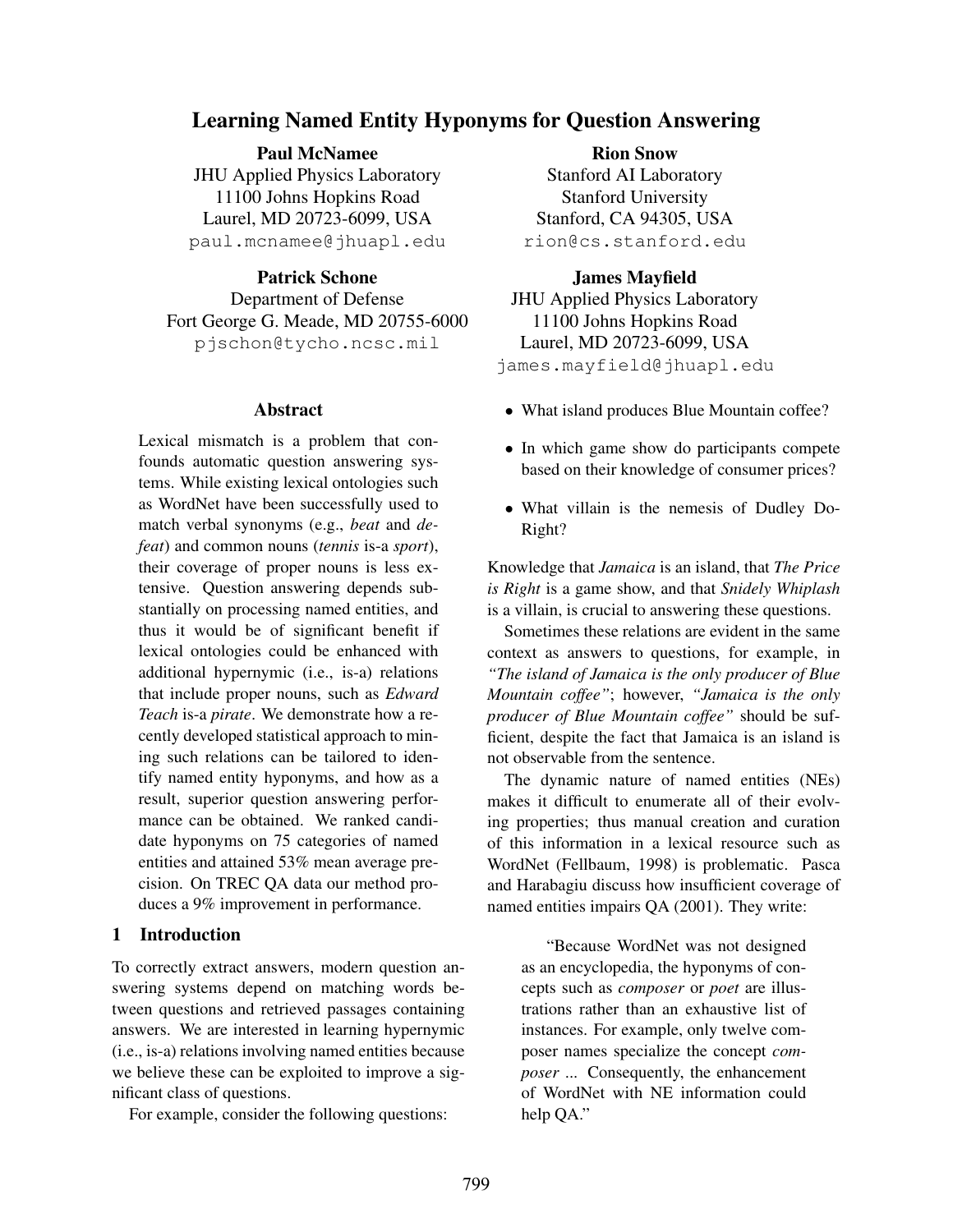# Learning Named Entity Hyponyms for Question Answering

**Paul McNamee**
JHU Applied Physics Laboratory
11100 Johns Hopkins Road
Laurel, MD 20723-6099, USA
paul.mcnamee@jhuapl.edu

**Rion Snow**
Stanford AI Laboratory
Stanford University
Stanford, CA 94305, USA
rion@cs.stanford.edu

**Patrick Schone**
Department of Defense
Fort George G. Meade, MD 20755-6000
pjschon@tycho.ncsc.mil

**James Mayfield**
JHU Applied Physics Laboratory
11100 Johns Hopkins Road
Laurel, MD 20723-6099, USA
james.mayfield@jhuapl.edu

## Abstract

Lexical mismatch is a problem that confounds automatic question answering systems. While existing lexical ontologies such as WordNet have been successfully used to match verbal synonyms (e.g., *beat* and *defeat*) and common nouns (*tennis* is-a *sport*), their coverage of proper nouns is less extensive. Question answering depends substantially on processing named entities, and thus it would be of significant benefit if lexical ontologies could be enhanced with additional hypernymic (i.e., is-a) relations that include proper nouns, such as *Edward Teach* is-a *pirate*. We demonstrate how a recently developed statistical approach to mining such relations can be tailored to identify named entity hyponyms, and how as a result, superior question answering performance can be obtained. We ranked candidate hyponyms on 75 categories of named entities and attained 53% mean average precision. On TREC QA data our method produces a 9% improvement in performance.

## 1 Introduction

To correctly extract answers, modern question answering systems depend on matching words between questions and retrieved passages containing answers. We are interested in learning hypernymic (i.e., is-a) relations involving named entities because we believe these can be exploited to improve a significant class of questions.

For example, consider the following questions:

- What island produces Blue Mountain coffee?
- In which game show do participants compete based on their knowledge of consumer prices?
- What villain is the nemesis of Dudley Do-Right?

Knowledge that *Jamaica* is an island, that *The Price is Right* is a game show, and that *Snidely Whiplash* is a villain, is crucial to answering these questions.

Sometimes these relations are evident in the same context as answers to questions, for example, in *"The island of Jamaica is the only producer of Blue Mountain coffee"*; however, *"Jamaica is the only producer of Blue Mountain coffee"* should be sufficient, despite the fact that Jamaica is an island is not observable from the sentence.

The dynamic nature of named entities (NEs) makes it difficult to enumerate all of their evolving properties; thus manual creation and curation of this information in a lexical resource such as WordNet (Fellbaum, 1998) is problematic. Pasca and Harabagiu discuss how insufficient coverage of named entities impairs QA (2001). They write:

> "Because WordNet was not designed as an encyclopedia, the hyponyms of concepts such as *composer* or *poet* are illustrations rather than an exhaustive list of instances. For example, only twelve composer names specialize the concept *composer* ... Consequently, the enhancement of WordNet with NE information could help QA."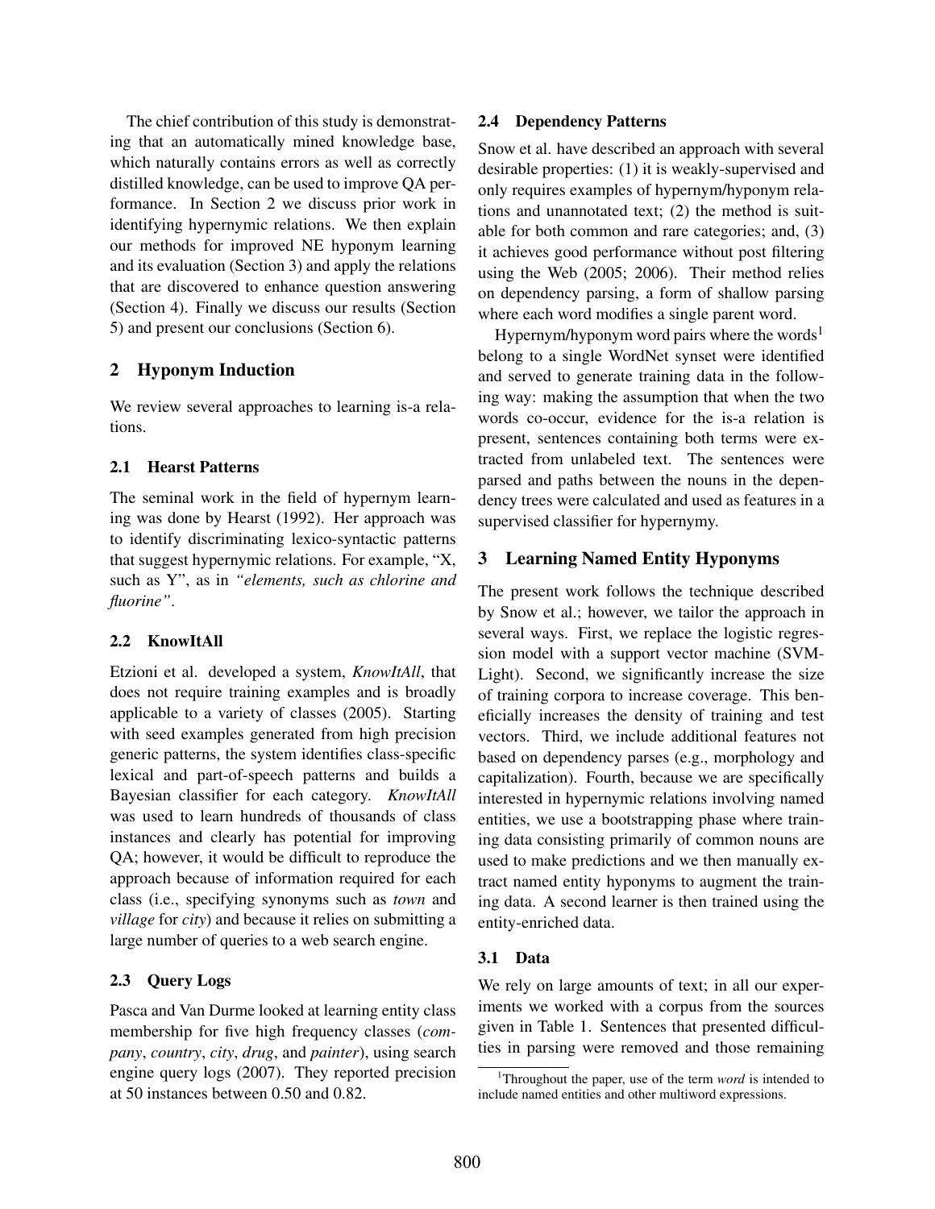The chief contribution of this study is demonstrating that an automatically mined knowledge base, which naturally contains errors as well as correctly distilled knowledge, can be used to improve QA performance. In Section 2 we discuss prior work in identifying hypernymic relations. We then explain our methods for improved NE hyponym learning and its evaluation (Section 3) and apply the relations that are discovered to enhance question answering (Section 4). Finally we discuss our results (Section 5) and present our conclusions (Section 6).

## 2 Hyponym Induction

We review several approaches to learning is-a relations.

### 2.1 Hearst Patterns

The seminal work in the field of hypernym learning was done by Hearst (1992). Her approach was to identify discriminating lexico-syntactic patterns that suggest hypernymic relations. For example, "X, such as Y", as in *"elements, such as chlorine and fluorine"*.

### 2.2 KnowItAll

Etzioni et al. developed a system, *KnowItAll*, that does not require training examples and is broadly applicable to a variety of classes (2005). Starting with seed examples generated from high precision generic patterns, the system identifies class-specific lexical and part-of-speech patterns and builds a Bayesian classifier for each category. *KnowItAll* was used to learn hundreds of thousands of class instances and clearly has potential for improving QA; however, it would be difficult to reproduce the approach because of information required for each class (i.e., specifying synonyms such as *town* and *village* for *city*) and because it relies on submitting a large number of queries to a web search engine.

### 2.3 Query Logs

Pasca and Van Durme looked at learning entity class membership for five high frequency classes (*company*, *country*, *city*, *drug*, and *painter*), using search engine query logs (2007). They reported precision at 50 instances between 0.50 and 0.82.

### 2.4 Dependency Patterns

Snow et al. have described an approach with several desirable properties: (1) it is weakly-supervised and only requires examples of hypernym/hyponym relations and unannotated text; (2) the method is suitable for both common and rare categories; and, (3) it achieves good performance without post filtering using the Web (2005; 2006). Their method relies on dependency parsing, a form of shallow parsing where each word modifies a single parent word.

Hypernym/hyponym word pairs where the words[1] belong to a single WordNet synset were identified and served to generate training data in the following way: making the assumption that when the two words co-occur, evidence for the is-a relation is present, sentences containing both terms were extracted from unlabeled text. The sentences were parsed and paths between the nouns in the dependency trees were calculated and used as features in a supervised classifier for hypernymy.

## 3 Learning Named Entity Hyponyms

The present work follows the technique described by Snow et al.; however, we tailor the approach in several ways. First, we replace the logistic regression model with a support vector machine (SVM-Light). Second, we significantly increase the size of training corpora to increase coverage. This beneficially increases the density of training and test vectors. Third, we include additional features not based on dependency parses (e.g., morphology and capitalization). Fourth, because we are specifically interested in hypernymic relations involving named entities, we use a bootstrapping phase where training data consisting primarily of common nouns are used to make predictions and we then manually extract named entity hyponyms to augment the training data. A second learner is then trained using the entity-enriched data.

### 3.1 Data

We rely on large amounts of text; in all our experiments we worked with a corpus from the sources given in Table 1. Sentences that presented difficulties in parsing were removed and those remaining

[1] Throughout the paper, use of the term *word* is intended to include named entities and other multiword expressions.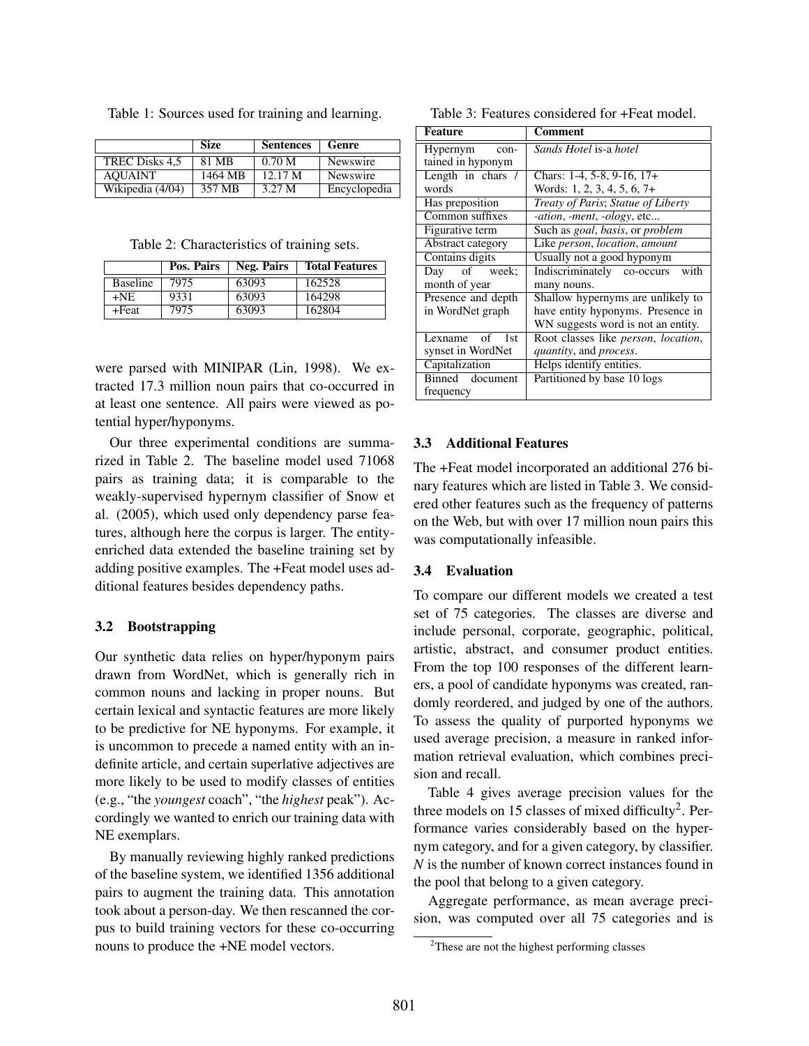Table 1: Sources used for training and learning.

| | Size | Sentences | Genre |
|---|---|---|---|
| TREC Disks 4,5 | 81 MB | 0.70 M | Newswire |
| AQUAINT | 1464 MB | 12.17 M | Newswire |
| Wikipedia (4/04) | 357 MB | 3.27 M | Encyclopedia |

Table 2: Characteristics of training sets.

| | Pos. Pairs | Neg. Pairs | Total Features |
|---|---|---|---|
| Baseline | 7975 | 63093 | 162528 |
| +NE | 9331 | 63093 | 164298 |
| +Feat | 7975 | 63093 | 162804 |

were parsed with MINIPAR (Lin, 1998). We extracted 17.3 million noun pairs that co-occurred in at least one sentence. All pairs were viewed as potential hyper/hyponyms.

Our three experimental conditions are summarized in Table 2. The baseline model used 71068 pairs as training data; it is comparable to the weakly-supervised hypernym classifier of Snow et al. (2005), which used only dependency parse features, although here the corpus is larger. The entity-enriched data extended the baseline training set by adding positive examples. The +Feat model uses additional features besides dependency paths.

### 3.2 Bootstrapping

Our synthetic data relies on hyper/hyponym pairs drawn from WordNet, which is generally rich in common nouns and lacking in proper nouns. But certain lexical and syntactic features are more likely to be predictive for NE hyponyms. For example, it is uncommon to precede a named entity with an indefinite article, and certain superlative adjectives are more likely to be used to modify classes of entities (e.g., "the *youngest* coach", "the *highest* peak"). Accordingly we wanted to enrich our training data with NE exemplars.

By manually reviewing highly ranked predictions of the baseline system, we identified 1356 additional pairs to augment the training data. This annotation took about a person-day. We then rescanned the corpus to build training vectors for these co-occurring nouns to produce the +NE model vectors.

Table 3: Features considered for +Feat model.

| Feature | Comment |
|---|---|
| Hypernym contained in hyponym | *Sands Hotel* is-a *hotel* |
| Length in chars / words | Chars: 1-4, 5-8, 9-16, 17+ Words: 1, 2, 3, 4, 5, 6, 7+ |
| Has preposition | *Treaty of Paris*; *Statue of Liberty* |
| Common suffixes | *-ation*, *-ment*, *-ology*, etc... |
| Figurative term | Such as *goal*, *basis*, or *problem* |
| Abstract category | Like *person*, *location*, *amount* |
| Contains digits | Usually not a good hyponym |
| Day of week; month of year | Indiscriminately co-occurs with many nouns. |
| Presence and depth in WordNet graph | Shallow hypernyms are unlikely to have entity hyponyms. Presence in WN suggests word is not an entity. |
| Lexname of 1st synset in WordNet | Root classes like *person*, *location*, *quantity*, and *process*. |
| Capitalization | Helps identify entities. |
| Binned document frequency | Partitioned by base 10 logs |

### 3.3 Additional Features

The +Feat model incorporated an additional 276 binary features which are listed in Table 3. We considered other features such as the frequency of patterns on the Web, but with over 17 million noun pairs this was computationally infeasible.

### 3.4 Evaluation

To compare our different models we created a test set of 75 categories. The classes are diverse and include personal, corporate, geographic, political, artistic, abstract, and consumer product entities. From the top 100 responses of the different learners, a pool of candidate hyponyms was created, randomly reordered, and judged by one of the authors. To assess the quality of purported hyponyms we used average precision, a measure in ranked information retrieval evaluation, which combines precision and recall.

Table 4 gives average precision values for the three models on 15 classes of mixed difficulty[2]. Performance varies considerably based on the hypernym category, and for a given category, by classifier. *N* is the number of known correct instances found in the pool that belong to a given category.

Aggregate performance, as mean average precision, was computed over all 75 categories and is

[2] These are not the highest performing classes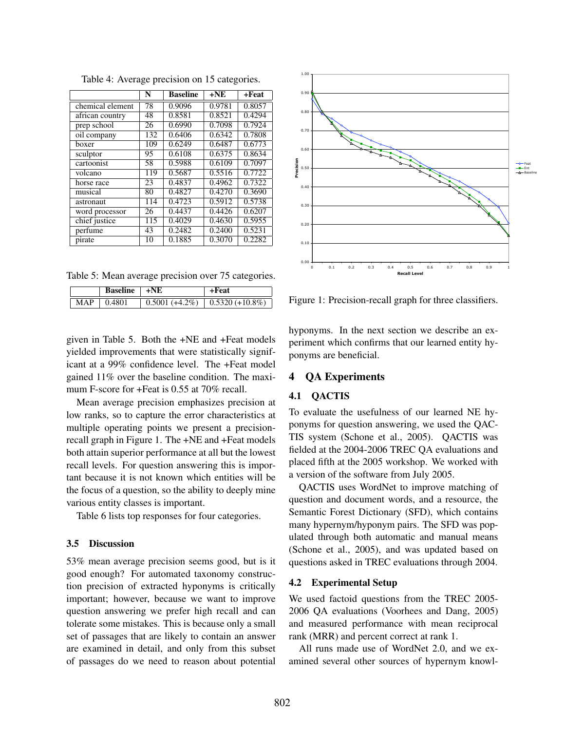Table 4: Average precision on 15 categories.

| | N | Baseline | +NE | +Feat |
|---|---|---|---|---|
| chemical element | 78 | 0.9096 | 0.9781 | 0.8057 |
| african country | 48 | 0.8581 | 0.8521 | 0.4294 |
| prep school | 26 | 0.6990 | 0.7098 | 0.7924 |
| oil company | 132 | 0.6406 | 0.6342 | 0.7808 |
| boxer | 109 | 0.6249 | 0.6487 | 0.6773 |
| sculptor | 95 | 0.6108 | 0.6375 | 0.8634 |
| cartoonist | 58 | 0.5988 | 0.6109 | 0.7097 |
| volcano | 119 | 0.5687 | 0.5516 | 0.7722 |
| horse race | 23 | 0.4837 | 0.4962 | 0.7322 |
| musical | 80 | 0.4827 | 0.4270 | 0.3690 |
| astronaut | 114 | 0.4723 | 0.5912 | 0.5738 |
| word processor | 26 | 0.4437 | 0.4426 | 0.6207 |
| chief justice | 115 | 0.4029 | 0.4630 | 0.5955 |
| perfume | 43 | 0.2482 | 0.2400 | 0.5231 |
| pirate | 10 | 0.1885 | 0.3070 | 0.2282 |

Table 5: Mean average precision over 75 categories.

| | Baseline | +NE | +Feat |
|---|---|---|---|
| MAP | 0.4801 | 0.5001 (+4.2%) | 0.5320 (+10.8%) |

given in Table 5. Both the +NE and +Feat models yielded improvements that were statistically significant at a 99% confidence level. The +Feat model gained 11% over the baseline condition. The maximum F-score for +Feat is 0.55 at 70% recall.

Mean average precision emphasizes precision at low ranks, so to capture the error characteristics at multiple operating points we present a precision-recall graph in Figure 1. The +NE and +Feat models both attain superior performance at all but the lowest recall levels. For question answering this is important because it is not known which entities will be the focus of a question, so the ability to deeply mine various entity classes is important.

Table 6 lists top responses for four categories.

### 3.5 Discussion

53% mean average precision seems good, but is it good enough? For automated taxonomy construction precision of extracted hyponyms is critically important; however, because we want to improve question answering we prefer high recall and can tolerate some mistakes. This is because only a small set of passages that are likely to contain an answer are examined in detail, and only from this subset of passages do we need to reason about potential hyponyms. In the next section we describe an experiment which confirms that our learned entity hyponyms are beneficial.

Figure 1: Precision-recall graph for three classifiers.

## 4 QA Experiments

### 4.1 QACTIS

To evaluate the usefulness of our learned NE hyponyms for question answering, we used the QACTIS system (Schone et al., 2005). QACTIS was fielded at the 2004-2006 TREC QA evaluations and placed fifth at the 2005 workshop. We worked with a version of the software from July 2005.

QACTIS uses WordNet to improve matching of question and document words, and a resource, the Semantic Forest Dictionary (SFD), which contains many hypernym/hyponym pairs. The SFD was populated through both automatic and manual means (Schone et al., 2005), and was updated based on questions asked in TREC evaluations through 2004.

### 4.2 Experimental Setup

We used factoid questions from the TREC 2005-2006 QA evaluations (Voorhees and Dang, 2005) and measured performance with mean reciprocal rank (MRR) and percent correct at rank 1.

All runs made use of WordNet 2.0, and we examined several other sources of hypernym knowl-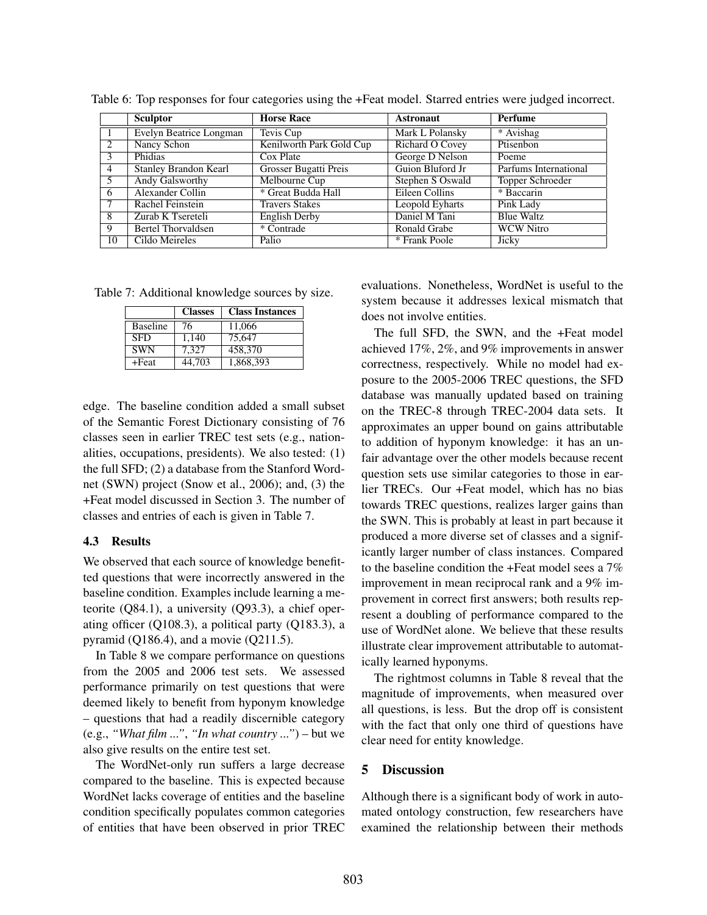Table 6: Top responses for four categories using the +Feat model. Starred entries were judged incorrect.

| | **Sculptor** | **Horse Race** | **Astronaut** | **Perfume** |
|---|---|---|---|---|
| 1 | Evelyn Beatrice Longman | Tevis Cup | Mark L Polansky | * Avishag |
| 2 | Nancy Schon | Kenilworth Park Gold Cup | Richard O Covey | Ptisenbon |
| 3 | Phidias | Cox Plate | George D Nelson | Poeme |
| 4 | Stanley Brandon Kearl | Grosser Bugatti Preis | Guion Bluford Jr | Parfums International |
| 5 | Andy Galsworthy | Melbourne Cup | Stephen S Oswald | Topper Schroeder |
| 6 | Alexander Collin | * Great Budda Hall | Eileen Collins | * Baccarin |
| 7 | Rachel Feinstein | Travers Stakes | Leopold Eyharts | Pink Lady |
| 8 | Zurab K Tsereteli | English Derby | Daniel M Tani | Blue Waltz |
| 9 | Bertel Thorvaldsen | * Contrade | Ronald Grabe | WCW Nitro |
| 10 | Cildo Meireles | Palio | * Frank Poole | Jicky |

Table 7: Additional knowledge sources by size.

| | **Classes** | **Class Instances** |
|---|---|---|
| Baseline | 76 | 11,066 |
| SFD | 1,140 | 75,647 |
| SWN | 7,327 | 458,370 |
| +Feat | 44,703 | 1,868,393 |

edge. The baseline condition added a small subset of the Semantic Forest Dictionary consisting of 76 classes seen in earlier TREC test sets (e.g., nationalities, occupations, presidents). We also tested: (1) the full SFD; (2) a database from the Stanford Wordnet (SWN) project (Snow et al., 2006); and, (3) the +Feat model discussed in Section 3. The number of classes and entries of each is given in Table 7.

### 4.3 Results

We observed that each source of knowledge benefitted questions that were incorrectly answered in the baseline condition. Examples include learning a meteorite (Q84.1), a university (Q93.3), a chief operating officer (Q108.3), a political party (Q183.3), a pyramid (Q186.4), and a movie (Q211.5).

In Table 8 we compare performance on questions from the 2005 and 2006 test sets. We assessed performance primarily on test questions that were deemed likely to benefit from hyponym knowledge – questions that had a readily discernible category (e.g., *"What film ..."*, *"In what country ..."*) – but we also give results on the entire test set.

The WordNet-only run suffers a large decrease compared to the baseline. This is expected because WordNet lacks coverage of entities and the baseline condition specifically populates common categories of entities that have been observed in prior TREC evaluations. Nonetheless, WordNet is useful to the system because it addresses lexical mismatch that does not involve entities.

The full SFD, the SWN, and the +Feat model achieved 17%, 2%, and 9% improvements in answer correctness, respectively. While no model had exposure to the 2005-2006 TREC questions, the SFD database was manually updated based on training on the TREC-8 through TREC-2004 data sets. It approximates an upper bound on gains attributable to addition of hyponym knowledge: it has an unfair advantage over the other models because recent question sets use similar categories to those in earlier TRECs. Our +Feat model, which has no bias towards TREC questions, realizes larger gains than the SWN. This is probably at least in part because it produced a more diverse set of classes and a significantly larger number of class instances. Compared to the baseline condition the +Feat model sees a 7% improvement in mean reciprocal rank and a 9% improvement in correct first answers; both results represent a doubling of performance compared to the use of WordNet alone. We believe that these results illustrate clear improvement attributable to automatically learned hyponyms.

The rightmost columns in Table 8 reveal that the magnitude of improvements, when measured over all questions, is less. But the drop off is consistent with the fact that only one third of questions have clear need for entity knowledge.

## 5 Discussion

Although there is a significant body of work in automated ontology construction, few researchers have examined the relationship between their methods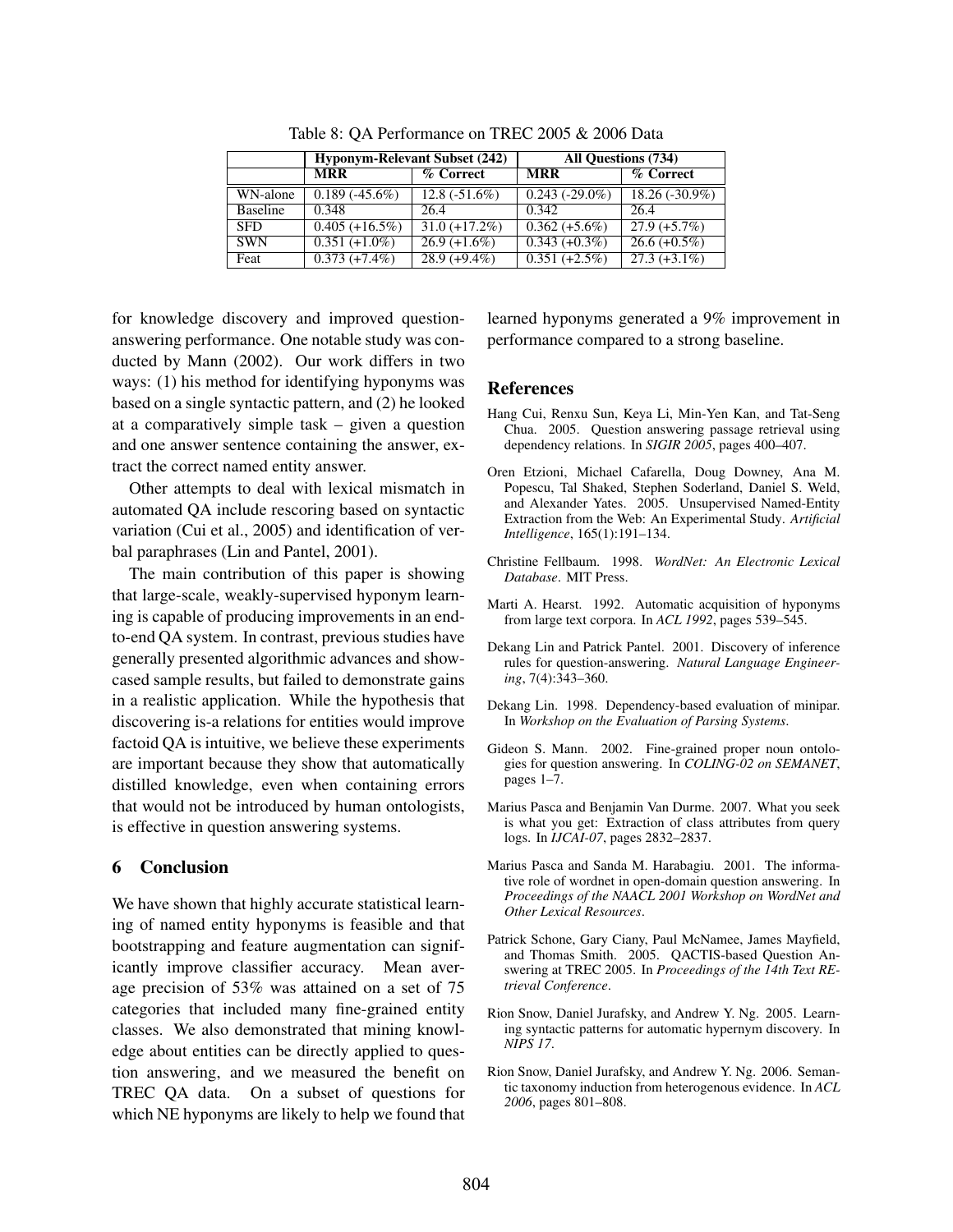Table 8: QA Performance on TREC 2005 & 2006 Data

| | **Hyponym-Relevant Subset (242)** | | **All Questions (734)** | |
|---|---|---|---|---|
| | **MRR** | **% Correct** | **MRR** | **% Correct** |
| WN-alone | 0.189 (-45.6%) | 12.8 (-51.6%) | 0.243 (-29.0%) | 18.26 (-30.9%) |
| Baseline | 0.348 | 26.4 | 0.342 | 26.4 |
| SFD | 0.405 (+16.5%) | 31.0 (+17.2%) | 0.362 (+5.6%) | 27.9 (+5.7%) |
| SWN | 0.351 (+1.0%) | 26.9 (+1.6%) | 0.343 (+0.3%) | 26.6 (+0.5%) |
| Feat | 0.373 (+7.4%) | 28.9 (+9.4%) | 0.351 (+2.5%) | 27.3 (+3.1%) |

for knowledge discovery and improved question-answering performance. One notable study was conducted by Mann (2002). Our work differs in two ways: (1) his method for identifying hyponyms was based on a single syntactic pattern, and (2) he looked at a comparatively simple task – given a question and one answer sentence containing the answer, extract the correct named entity answer.

Other attempts to deal with lexical mismatch in automated QA include rescoring based on syntactic variation (Cui et al., 2005) and identification of verbal paraphrases (Lin and Pantel, 2001).

The main contribution of this paper is showing that large-scale, weakly-supervised hyponym learning is capable of producing improvements in an end-to-end QA system. In contrast, previous studies have generally presented algorithmic advances and showcased sample results, but failed to demonstrate gains in a realistic application. While the hypothesis that discovering is-a relations for entities would improve factoid QA is intuitive, we believe these experiments are important because they show that automatically distilled knowledge, even when containing errors that would not be introduced by human ontologists, is effective in question answering systems.

## 6 Conclusion

We have shown that highly accurate statistical learning of named entity hyponyms is feasible and that bootstrapping and feature augmentation can significantly improve classifier accuracy. Mean average precision of 53% was attained on a set of 75 categories that included many fine-grained entity classes. We also demonstrated that mining knowledge about entities can be directly applied to question answering, and we measured the benefit on TREC QA data. On a subset of questions for which NE hyponyms are likely to help we found that learned hyponyms generated a 9% improvement in performance compared to a strong baseline.

## References

Hang Cui, Renxu Sun, Keya Li, Min-Yen Kan, and Tat-Seng Chua. 2005. Question answering passage retrieval using dependency relations. In *SIGIR 2005*, pages 400–407.

Oren Etzioni, Michael Cafarella, Doug Downey, Ana M. Popescu, Tal Shaked, Stephen Soderland, Daniel S. Weld, and Alexander Yates. 2005. Unsupervised Named-Entity Extraction from the Web: An Experimental Study. *Artificial Intelligence*, 165(1):191–134.

Christine Fellbaum. 1998. *WordNet: An Electronic Lexical Database*. MIT Press.

Marti A. Hearst. 1992. Automatic acquisition of hyponyms from large text corpora. In *ACL 1992*, pages 539–545.

Dekang Lin and Patrick Pantel. 2001. Discovery of inference rules for question-answering. *Natural Language Engineering*, 7(4):343–360.

Dekang Lin. 1998. Dependency-based evaluation of minipar. In *Workshop on the Evaluation of Parsing Systems*.

Gideon S. Mann. 2002. Fine-grained proper noun ontologies for question answering. In *COLING-02 on SEMANET*, pages 1–7.

Marius Pasca and Benjamin Van Durme. 2007. What you seek is what you get: Extraction of class attributes from query logs. In *IJCAI-07*, pages 2832–2837.

Marius Pasca and Sanda M. Harabagiu. 2001. The informative role of wordnet in open-domain question answering. In *Proceedings of the NAACL 2001 Workshop on WordNet and Other Lexical Resources*.

Patrick Schone, Gary Ciany, Paul McNamee, James Mayfield, and Thomas Smith. 2005. QACTIS-based Question Answering at TREC 2005. In *Proceedings of the 14th Text REtrieval Conference*.

Rion Snow, Daniel Jurafsky, and Andrew Y. Ng. 2005. Learning syntactic patterns for automatic hypernym discovery. In *NIPS 17*.

Rion Snow, Daniel Jurafsky, and Andrew Y. Ng. 2006. Semantic taxonomy induction from heterogenous evidence. In *ACL 2006*, pages 801–808.